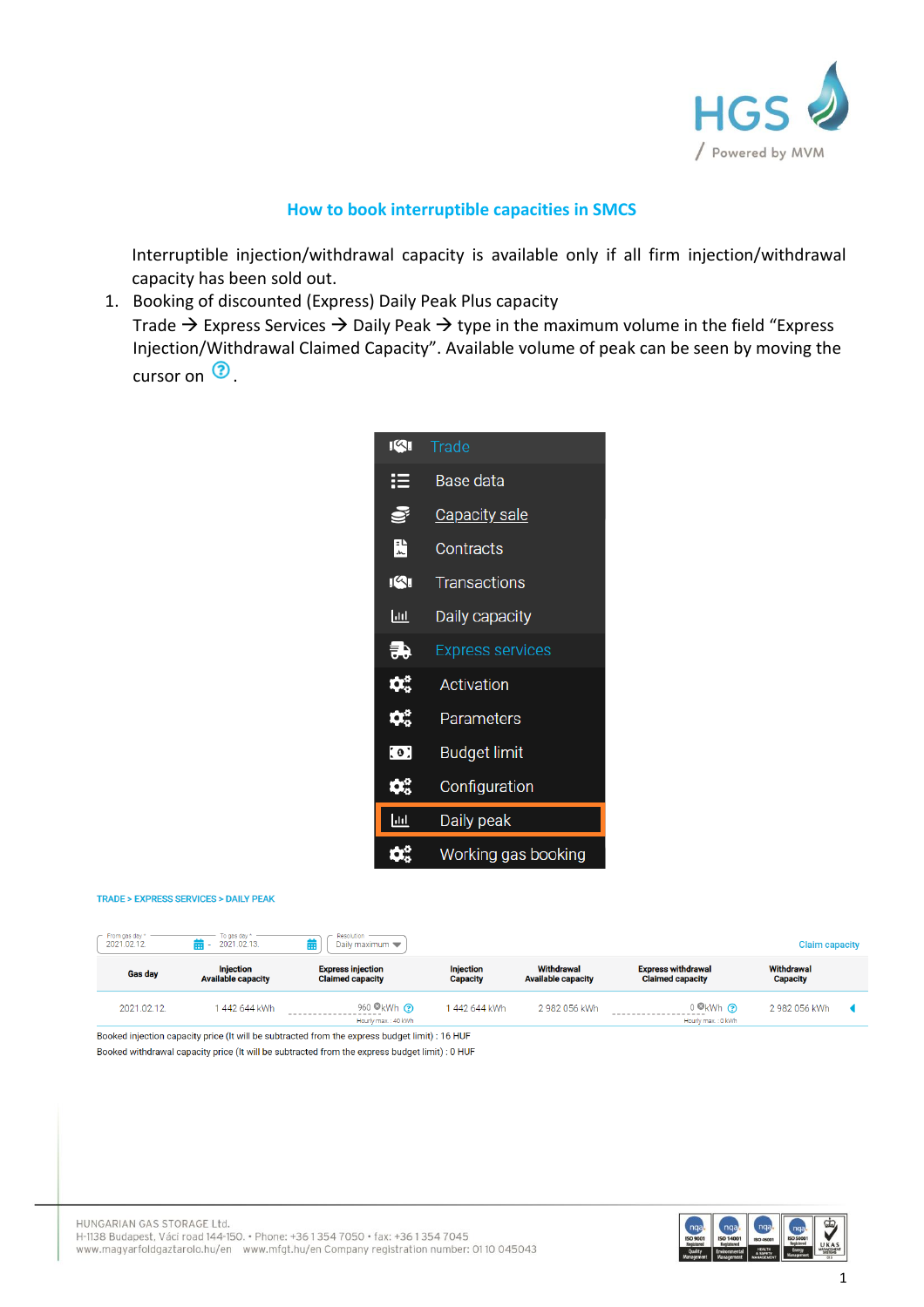## How to book interruptible capacities in SMCS

Interruptible injection/withdrawal capacity is available only if all firm injection/withdrawal capacity has been sold out.

1. Booking of discounted (Express) Daily Peak Plus capacity

   Trade → Express Services → Daily Peak → type in the maximum volume in the field "Express Injection/Withdrawal Claimed Capacity". Available volume of peak can be seen by moving the cursor on ⓘ.

- Trade
  - Base data
  - Capacity sale
  - Contracts
  - Transactions
  - Daily capacity
  - Express services
    - Activation
    - Parameters
    - Budget limit
    - Configuration
    - Daily peak
    - Working gas booking

TRADE > EXPRESS SERVICES > DAILY PEAK

From gas day: 2021.02.12. – To gas day: 2021.02.13. Resolution: Daily maximum

Claim capacity

| Gas day | Injection Available capacity | Express injection Claimed capacity | Injection Capacity | Withdrawal Available capacity | Express withdrawal Claimed capacity | Withdrawal Capacity |
| --- | --- | --- | --- | --- | --- | --- |
| 2021.02.12. | 1 442 644 kWh | 960 kWh (Hourly max.: 40 kWh) | 1 442 644 kWh | 2 982 056 kWh | 0 kWh (Hourly max.: 0 kWh) | 2 982 056 kWh |

Booked injection capacity price (It will be subtracted from the express budget limit) : 16 HUF

Booked withdrawal capacity price (It will be subtracted from the express budget limit) : 0 HUF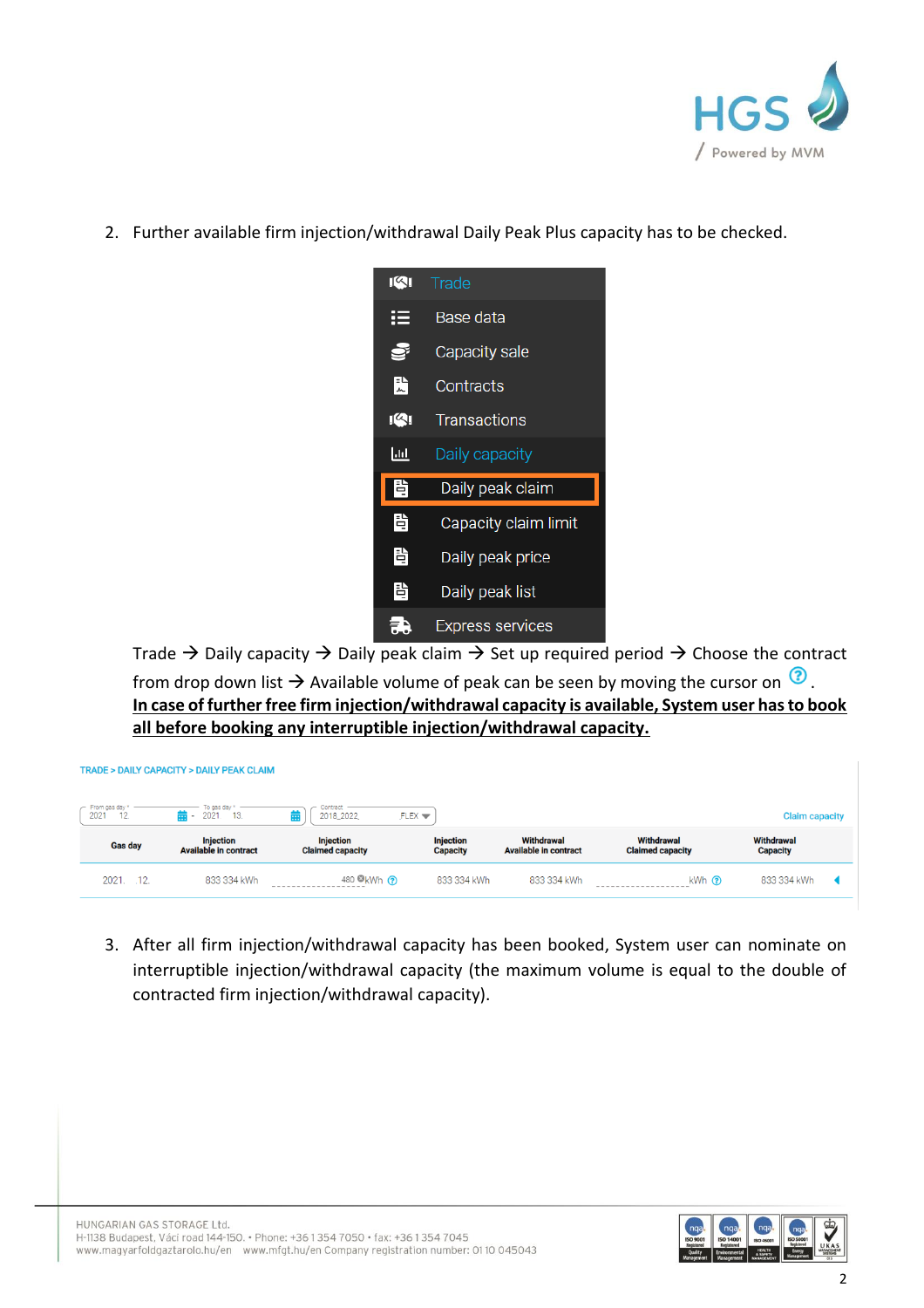2. Further available firm injection/withdrawal Daily Peak Plus capacity has to be checked.

Trade → Daily capacity → Daily peak claim → Set up required period → Choose the contract from drop down list → Available volume of peak can be seen by moving the cursor on ⓘ.
**In case of further free firm injection/withdrawal capacity is available, System user has to book all before booking any interruptible injection/withdrawal capacity.**

3. After all firm injection/withdrawal capacity has been booked, System user can nominate on interruptible injection/withdrawal capacity (the maximum volume is equal to the double of contracted firm injection/withdrawal capacity).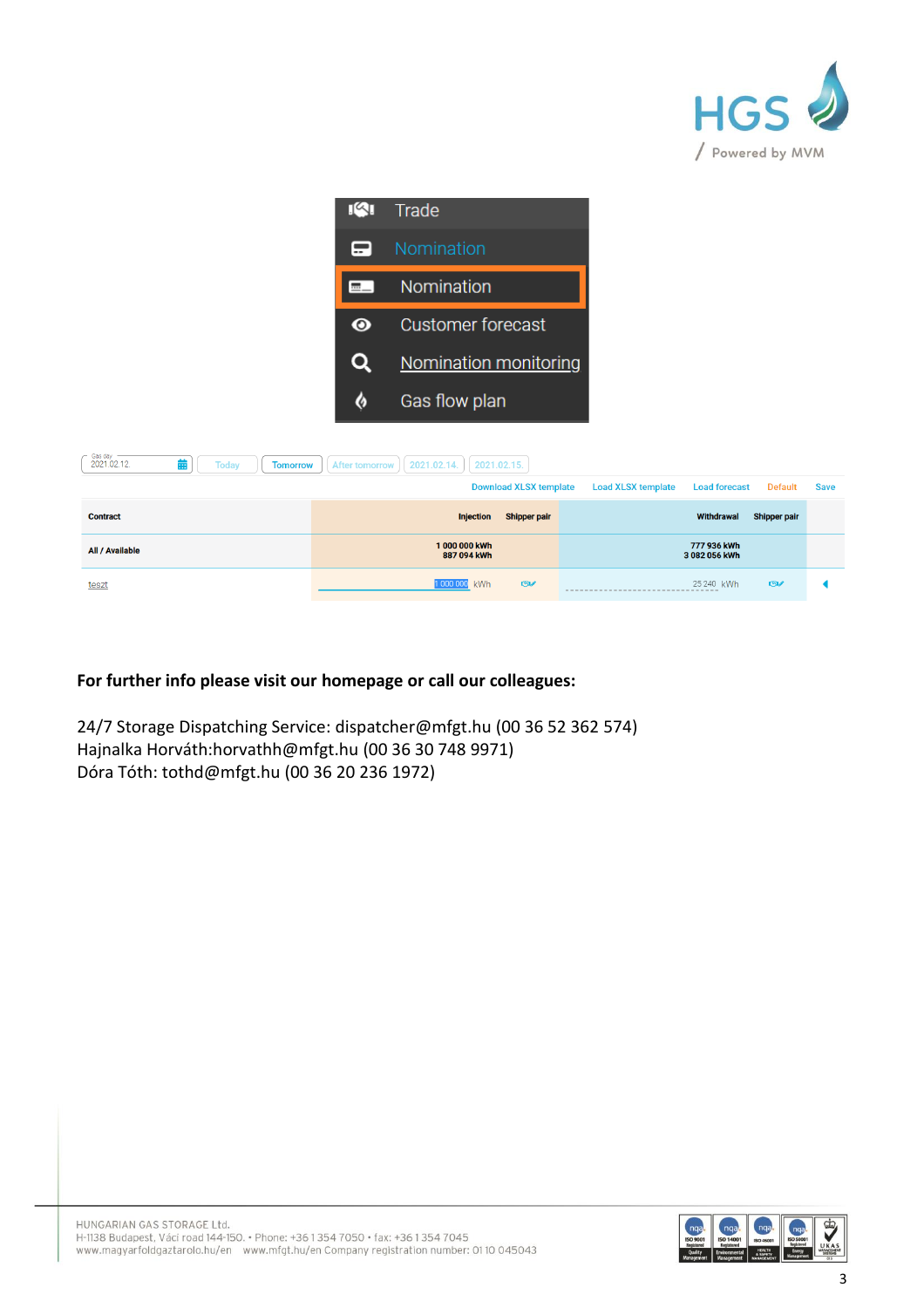Trade

Nomination

Nomination

Customer forecast

Nomination monitoring

Gas flow plan

Gas day 2021.02.12 | Today | Tomorrow | After tomorrow | 2021.02.14. | 2021.02.15.

Download XLSX template | Load XLSX template | Load forecast | Default | Save

| Contract | Injection | Shipper pair | Withdrawal | Shipper pair |
|---|---|---|---|---|
| All / Available | 1 000 000 kWh<br>887 094 kWh | | 777 936 kWh<br>3 082 056 kWh | |
| teszt | 1 000 000 kWh | | 25 240 kWh | |

**For further info please visit our homepage or call our colleagues:**

24/7 Storage Dispatching Service: dispatcher@mfgt.hu (00 36 52 362 574)
Hajnalka Horváth:horvathh@mfgt.hu (00 36 30 748 9971)
Dóra Tóth: tothd@mfgt.hu (00 36 20 236 1972)